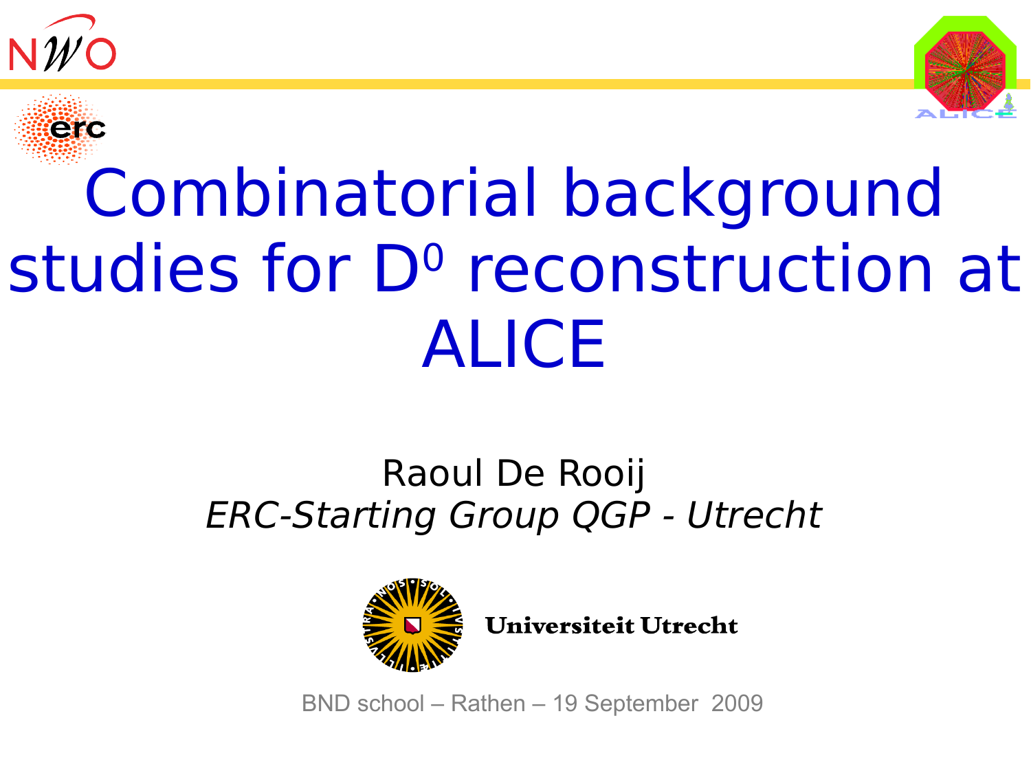# Combinatorial background studies for $D^0$ reconstruction at ALICE

Raoul De Rooij

*ERC-Starting Group QGP - Utrecht*

**Universiteit Utrecht**

BND school – Rathen – 19 September 2009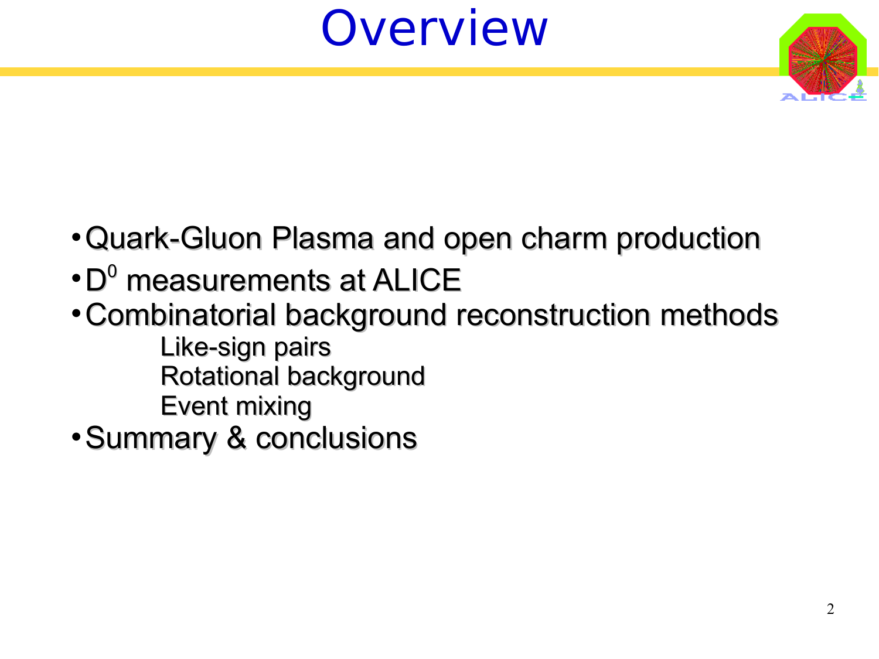# Overview

- Quark-Gluon Plasma and open charm production
- $D^0$ measurements at ALICE
- Combinatorial background reconstruction methods
  - Like-sign pairs
  - Rotational background
  - Event mixing
- Summary & conclusions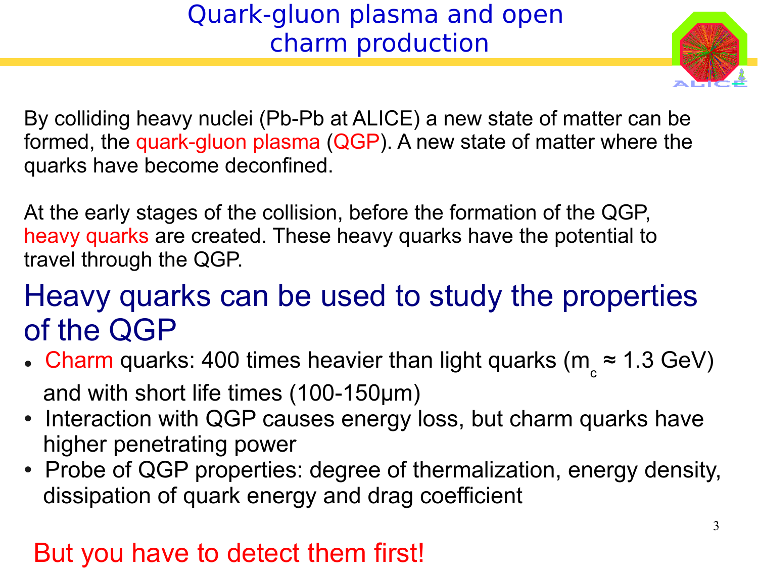# Quark-gluon plasma and open charm production

By colliding heavy nuclei (Pb-Pb at ALICE) a new state of matter can be formed, the quark-gluon plasma (QGP). A new state of matter where the quarks have become deconfined.

At the early stages of the collision, before the formation of the QGP, heavy quarks are created. These heavy quarks have the potential to travel through the QGP.

## Heavy quarks can be used to study the properties of the QGP

- Charm quarks: 400 times heavier than light quarks ($m_c \approx 1.3$ GeV) and with short life times (100-150μm)
- Interaction with QGP causes energy loss, but charm quarks have higher penetrating power
- Probe of QGP properties: degree of thermalization, energy density, dissipation of quark energy and drag coefficient

But you have to detect them first!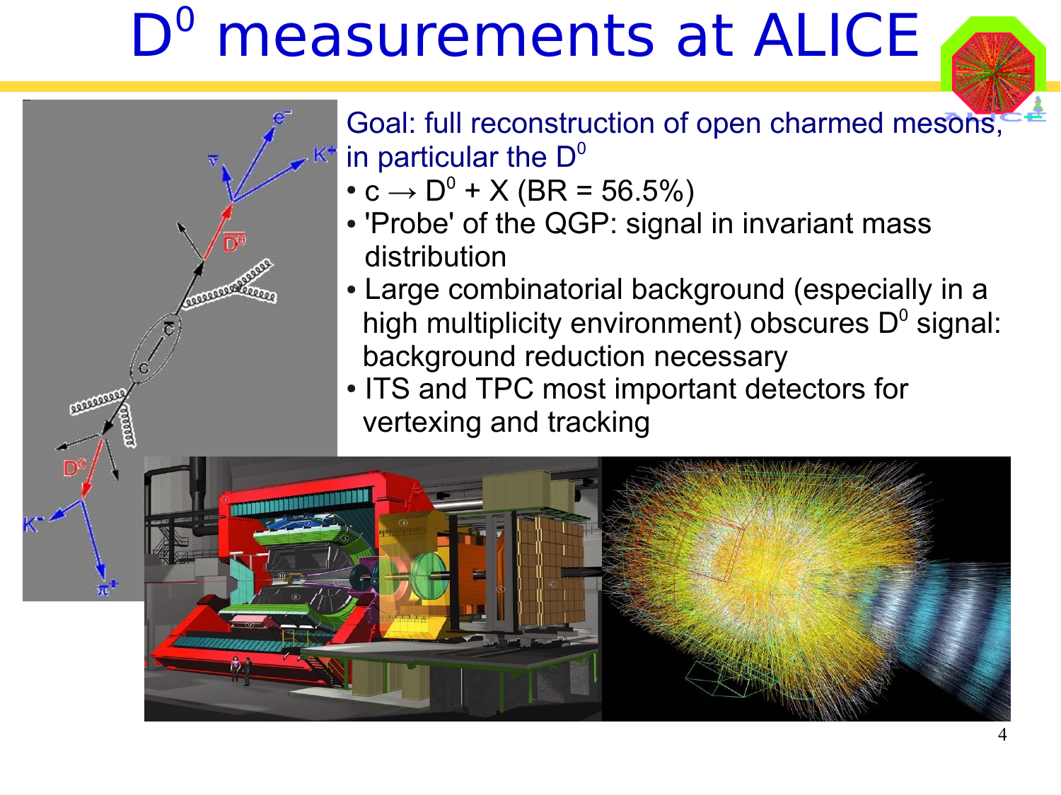# $D^0$ measurements at ALICE

Goal: full reconstruction of open charmed mesons, in particular the $D^0$

- $c \rightarrow D^0 + X$ (BR = 56.5%)
- 'Probe' of the QGP: signal in invariant mass distribution
- Large combinatorial background (especially in a high multiplicity environment) obscures $D^0$ signal: background reduction necessary
- ITS and TPC most important detectors for vertexing and tracking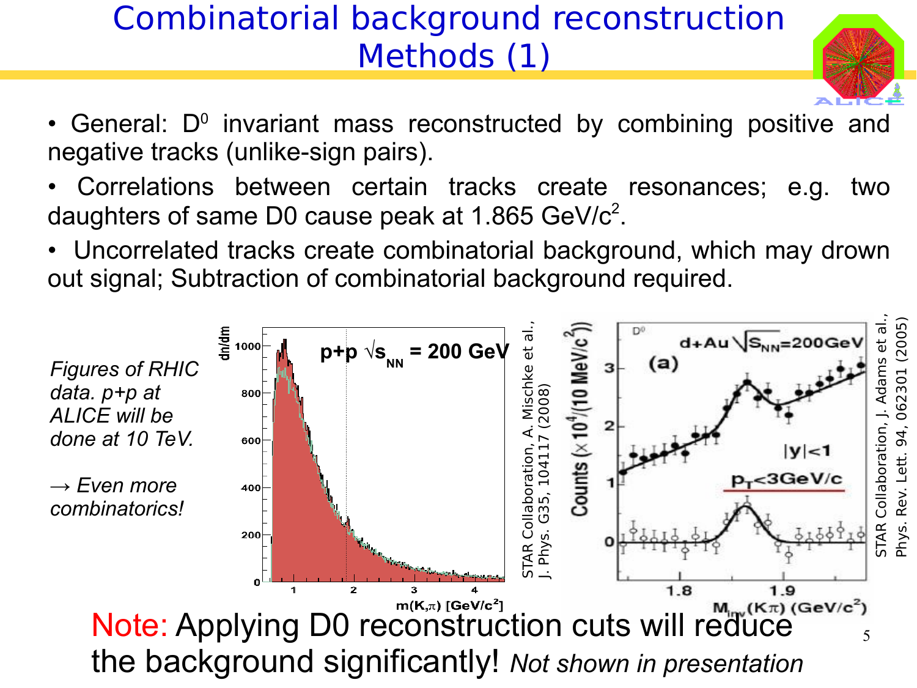# Combinatorial background reconstruction Methods (1)

- General: $D^0$ invariant mass reconstructed by combining positive and negative tracks (unlike-sign pairs).
- Correlations between certain tracks create resonances; e.g. two daughters of same D0 cause peak at 1.865 GeV/$c^2$.
- Uncorrelated tracks create combinatorial background, which may drown out signal; Subtraction of combinatorial background required.

*Figures of RHIC data. p+p at ALICE will be done at 10 TeV.*

*→ Even more combinatorics!*

STAR Collaboration, A. Mischke et al., J. Phys. G35, 104117 (2008)

STAR Collaboration, J. Adams et al., Phys. Rev. Lett. 94, 062301 (2005)

Note: Applying D0 reconstruction cuts will reduce the background significantly! *Not shown in presentation*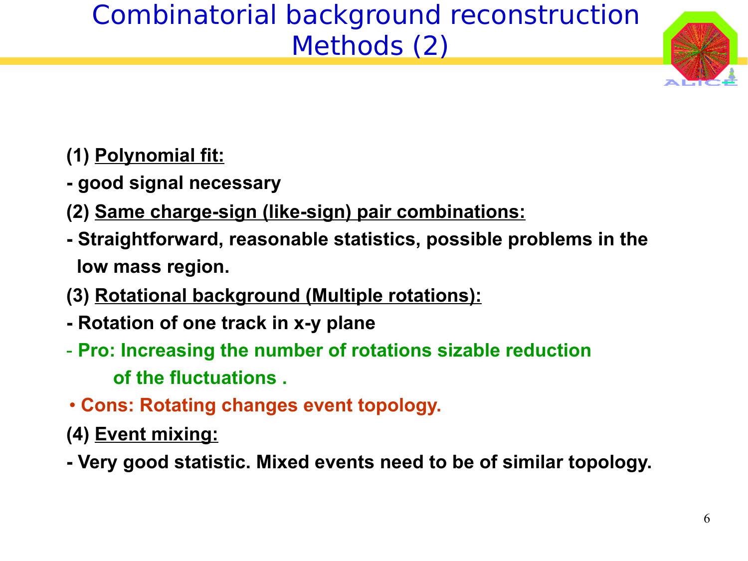# Combinatorial background reconstruction Methods (2)

**(1) <u>Polynomial fit:</u>**

**- good signal necessary**

**(2) <u>Same charge-sign (like-sign) pair combinations:</u>**

**- Straightforward, reasonable statistics, possible problems in the low mass region.**

**(3) <u>Rotational background (Multiple rotations):</u>**

**- Rotation of one track in x-y plane**

**- Pro: Increasing the number of rotations sizable reduction of the fluctuations .**

**• Cons: Rotating changes event topology.**

**(4) <u>Event mixing:</u>**

**- Very good statistic. Mixed events need to be of similar topology.**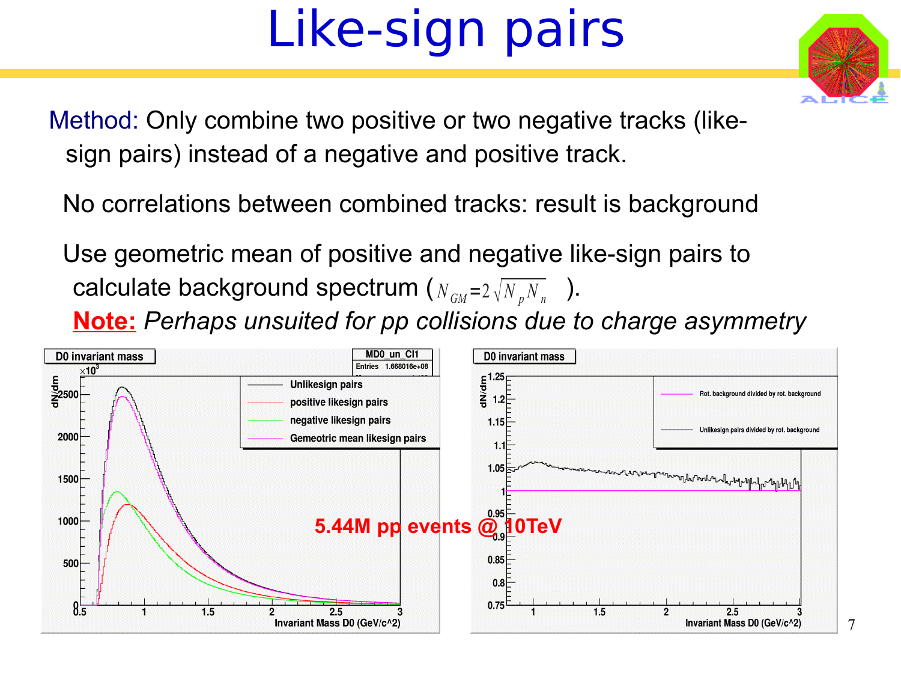# Like-sign pairs

Method: Only combine two positive or two negative tracks (like-sign pairs) instead of a negative and positive track.

No correlations between combined tracks: result is background

Use geometric mean of positive and negative like-sign pairs to calculate background spectrum ($N_{GM} = 2\sqrt{N_p N_n}$).

**Note:** *Perhaps unsuited for pp collisions due to charge asymmetry*

5.44M pp events @ 10TeV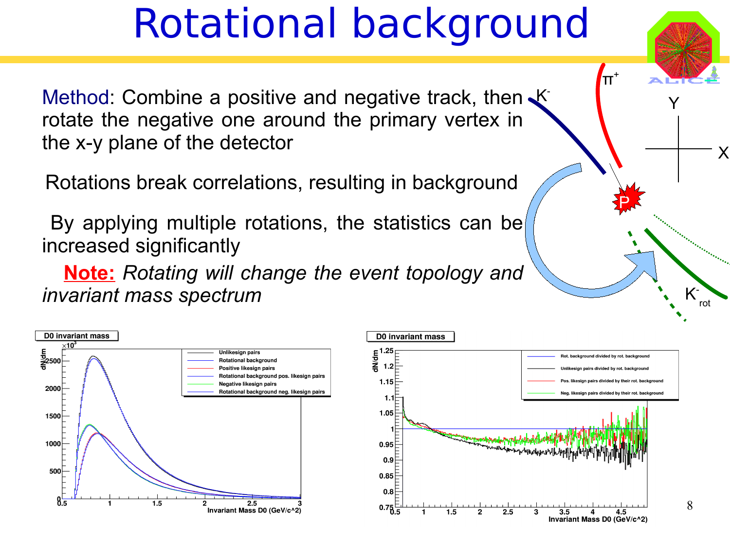# Rotational background

Method: Combine a positive and negative track, then rotate the negative one around the primary vertex in the x-y plane of the detector

Rotations break correlations, resulting in background

By applying multiple rotations, the statistics can be increased significantly

**Note:** *Rotating will change the event topology and invariant mass spectrum*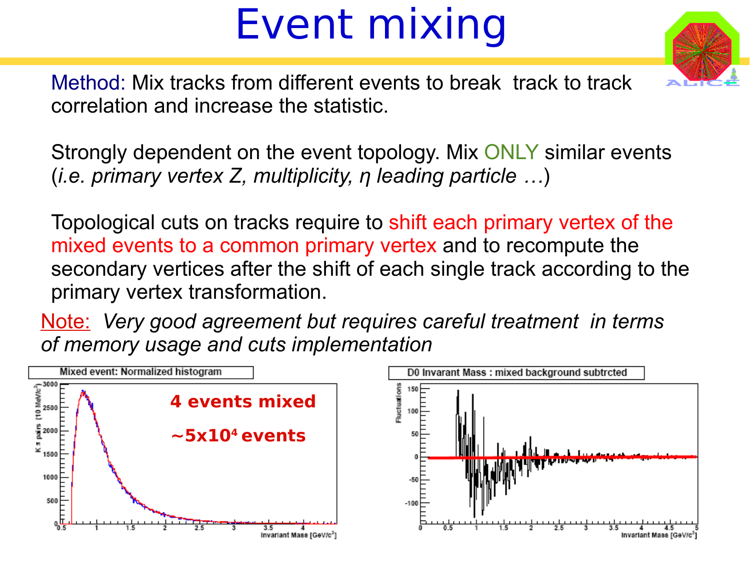# Event mixing

Method: Mix tracks from different events to break track to track correlation and increase the statistic.

Strongly dependent on the event topology. Mix ONLY similar events (*i.e. primary vertex Z, multiplicity, η leading particle …*)

Topological cuts on tracks require to shift each primary vertex of the mixed events to a common primary vertex and to recompute the secondary vertices after the shift of each single track according to the primary vertex transformation.

Note: *Very good agreement but requires careful treatment in terms of memory usage and cuts implementation*

Mixed event: Normalized histogram

**4 events mixed**

**~$5 \times 10^4$ events**

D0 Invariant Mass : mixed background subtrcted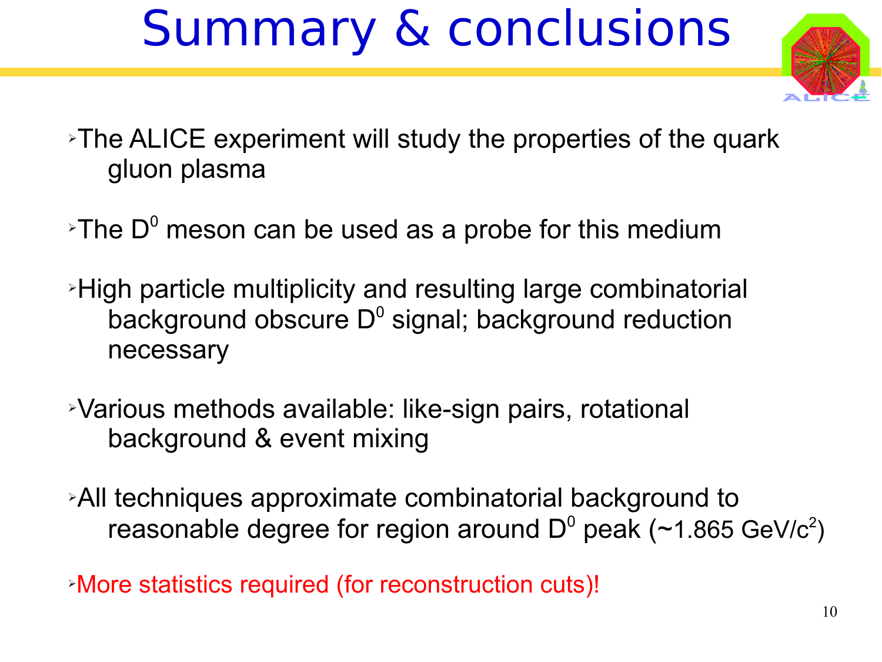# Summary & conclusions

- The ALICE experiment will study the properties of the quark gluon plasma
- The $D^0$ meson can be used as a probe for this medium
- High particle multiplicity and resulting large combinatorial background obscure $D^0$ signal; background reduction necessary
- Various methods available: like-sign pairs, rotational background & event mixing
- All techniques approximate combinatorial background to reasonable degree for region around $D^0$ peak (~1.865 GeV/$c^2$)
- More statistics required (for reconstruction cuts)!